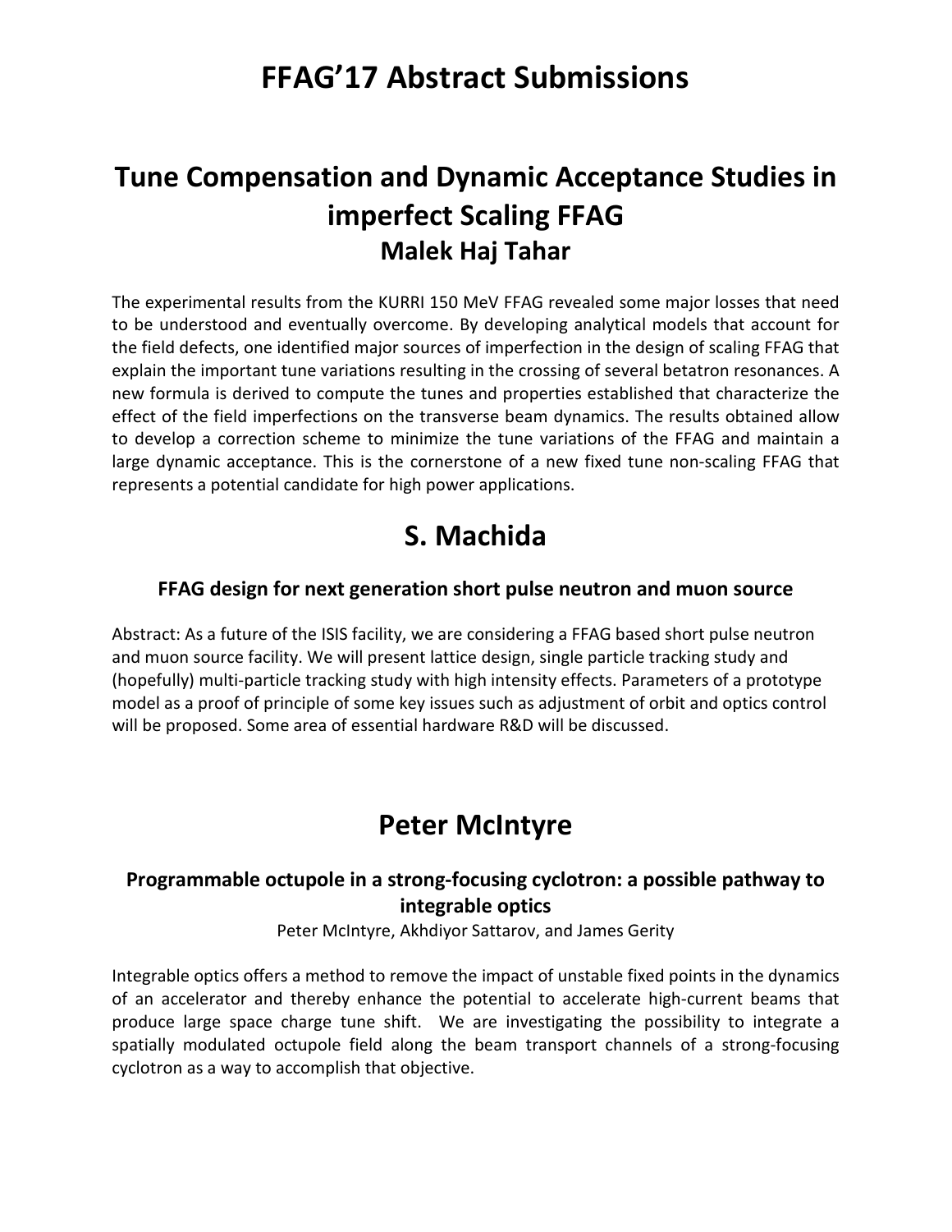# FFAG'17 Abstract Submissions

## Tune Compensation and Dynamic Acceptance Studies in imperfect Scaling FFAG

## Malek Haj Tahar

The experimental results from the KURRI 150 MeV FFAG revealed some major losses that need to be understood and eventually overcome. By developing analytical models that account for the field defects, one identified major sources of imperfection in the design of scaling FFAG that explain the important tune variations resulting in the crossing of several betatron resonances. A new formula is derived to compute the tunes and properties established that characterize the effect of the field imperfections on the transverse beam dynamics. The results obtained allow to develop a correction scheme to minimize the tune variations of the FFAG and maintain a large dynamic acceptance. This is the cornerstone of a new fixed tune non-scaling FFAG that represents a potential candidate for high power applications.

## S. Machida

### FFAG design for next generation short pulse neutron and muon source

Abstract: As a future of the ISIS facility, we are considering a FFAG based short pulse neutron and muon source facility. We will present lattice design, single particle tracking study and (hopefully) multi-particle tracking study with high intensity effects. Parameters of a prototype model as a proof of principle of some key issues such as adjustment of orbit and optics control will be proposed. Some area of essential hardware R&D will be discussed.

## Peter McIntyre

### Programmable octupole in a strong-focusing cyclotron: a possible pathway to integrable optics

Peter McIntyre, Akhdiyor Sattarov, and James Gerity

Integrable optics offers a method to remove the impact of unstable fixed points in the dynamics of an accelerator and thereby enhance the potential to accelerate high-current beams that produce large space charge tune shift. We are investigating the possibility to integrate a spatially modulated octupole field along the beam transport channels of a strong-focusing cyclotron as a way to accomplish that objective.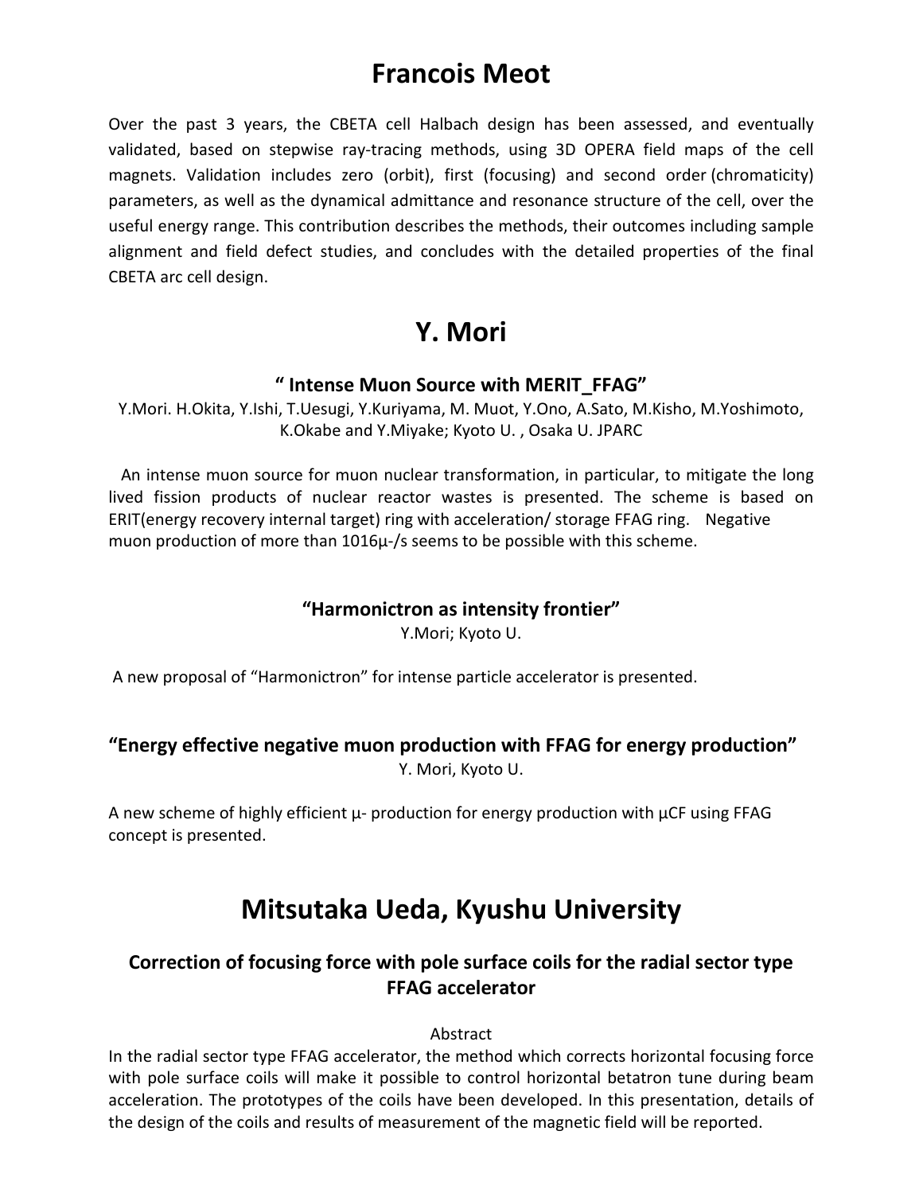# Francois Meot

Over the past 3 years, the CBETA cell Halbach design has been assessed, and eventually validated, based on stepwise ray-tracing methods, using 3D OPERA field maps of the cell magnets. Validation includes zero (orbit), first (focusing) and second order (chromaticity) parameters, as well as the dynamical admittance and resonance structure of the cell, over the useful energy range. This contribution describes the methods, their outcomes including sample alignment and field defect studies, and concludes with the detailed properties of the final CBETA arc cell design.

# Y. Mori

### " Intense Muon Source with MERIT_FFAG"

Y.Mori. H.Okita, Y.Ishi, T.Uesugi, Y.Kuriyama, M. Muot, Y.Ono, A.Sato, M.Kisho, M.Yoshimoto, K.Okabe and Y.Miyake; Kyoto U. , Osaka U. JPARC

An intense muon source for muon nuclear transformation, in particular, to mitigate the long lived fission products of nuclear reactor wastes is presented. The scheme is based on ERIT(energy recovery internal target) ring with acceleration/ storage FFAG ring. Negative muon production of more than 1016μ-/s seems to be possible with this scheme.

### "Harmonictron as intensity frontier"

Y.Mori; Kyoto U.

A new proposal of "Harmonictron" for intense particle accelerator is presented.

### "Energy effective negative muon production with FFAG for energy production"

Y. Mori, Kyoto U.

A new scheme of highly efficient μ- production for energy production with μCF using FFAG concept is presented.

# Mitsutaka Ueda, Kyushu University

### Correction of focusing force with pole surface coils for the radial sector type FFAG accelerator

Abstract

In the radial sector type FFAG accelerator, the method which corrects horizontal focusing force with pole surface coils will make it possible to control horizontal betatron tune during beam acceleration. The prototypes of the coils have been developed. In this presentation, details of the design of the coils and results of measurement of the magnetic field will be reported.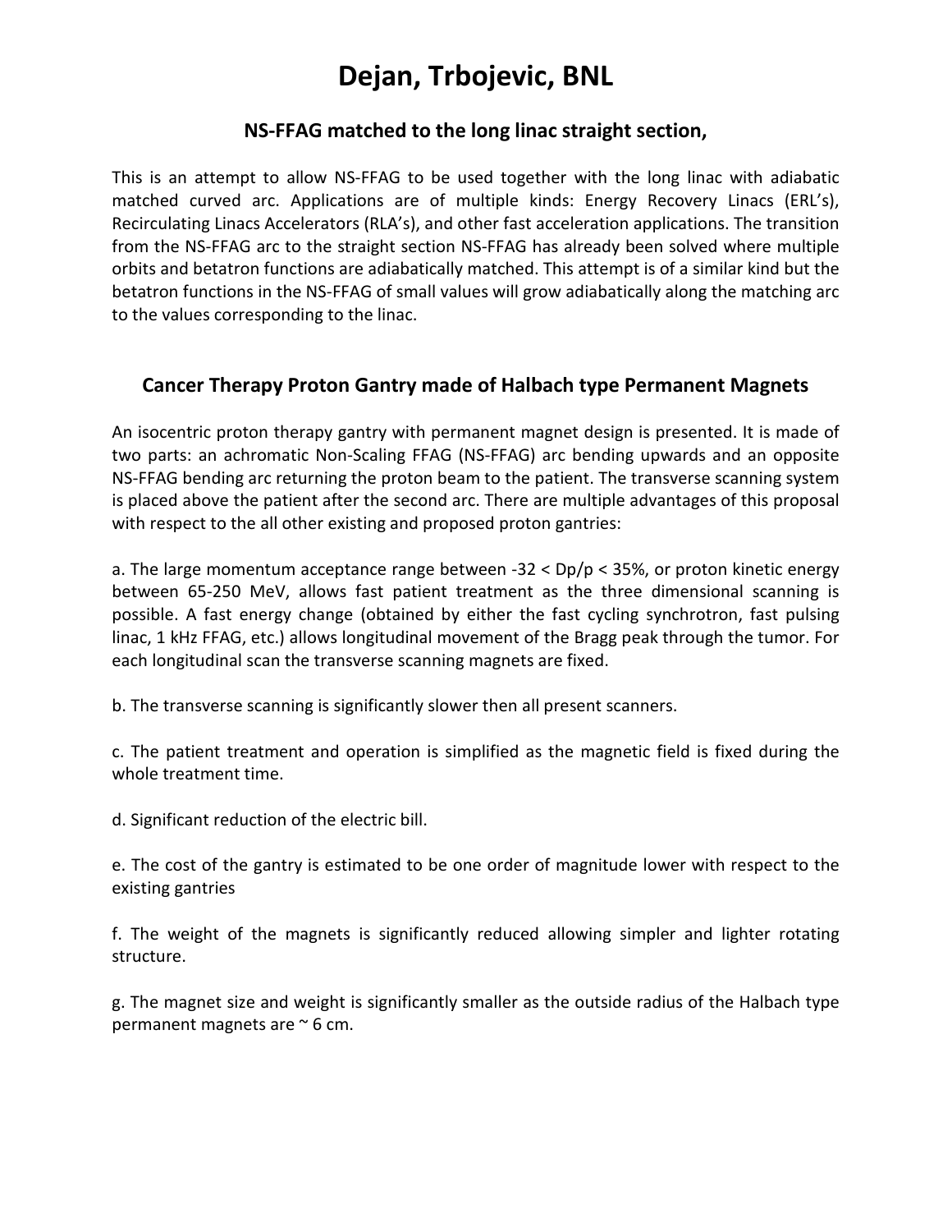# Dejan, Trbojevic, BNL

## NS-FFAG matched to the long linac straight section,

This is an attempt to allow NS-FFAG to be used together with the long linac with adiabatic matched curved arc. Applications are of multiple kinds: Energy Recovery Linacs (ERL's), Recirculating Linacs Accelerators (RLA's), and other fast acceleration applications. The transition from the NS-FFAG arc to the straight section NS-FFAG has already been solved where multiple orbits and betatron functions are adiabatically matched. This attempt is of a similar kind but the betatron functions in the NS-FFAG of small values will grow adiabatically along the matching arc to the values corresponding to the linac.

## Cancer Therapy Proton Gantry made of Halbach type Permanent Magnets

An isocentric proton therapy gantry with permanent magnet design is presented. It is made of two parts: an achromatic Non-Scaling FFAG (NS-FFAG) arc bending upwards and an opposite NS-FFAG bending arc returning the proton beam to the patient. The transverse scanning system is placed above the patient after the second arc. There are multiple advantages of this proposal with respect to the all other existing and proposed proton gantries:

a. The large momentum acceptance range between $-32 < Dp/p < 35\%$, or proton kinetic energy between 65-250 MeV, allows fast patient treatment as the three dimensional scanning is possible. A fast energy change (obtained by either the fast cycling synchrotron, fast pulsing linac, 1 kHz FFAG, etc.) allows longitudinal movement of the Bragg peak through the tumor. For each longitudinal scan the transverse scanning magnets are fixed.

b. The transverse scanning is significantly slower then all present scanners.

c. The patient treatment and operation is simplified as the magnetic field is fixed during the whole treatment time.

d. Significant reduction of the electric bill.

e. The cost of the gantry is estimated to be one order of magnitude lower with respect to the existing gantries

f. The weight of the magnets is significantly reduced allowing simpler and lighter rotating structure.

g. The magnet size and weight is significantly smaller as the outside radius of the Halbach type permanent magnets are ~ 6 cm.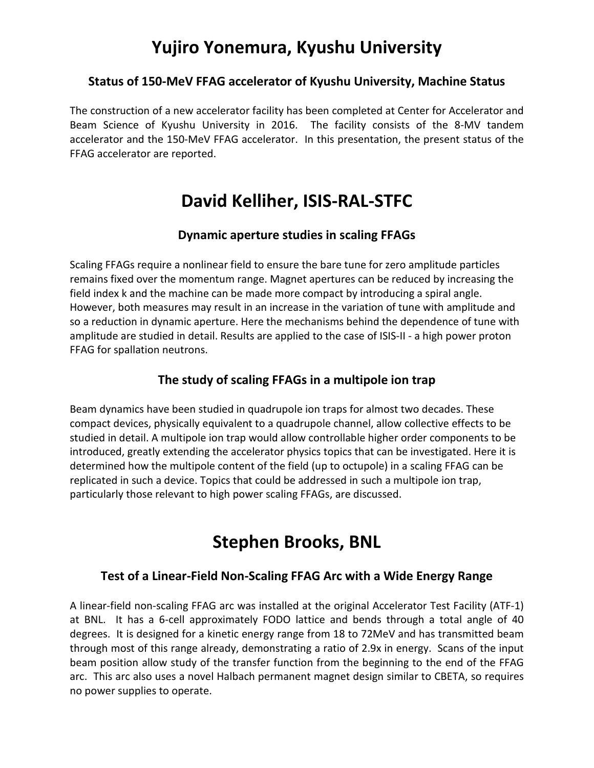# Yujiro Yonemura, Kyushu University

### Status of 150-MeV FFAG accelerator of Kyushu University, Machine Status

The construction of a new accelerator facility has been completed at Center for Accelerator and Beam Science of Kyushu University in 2016. The facility consists of the 8-MV tandem accelerator and the 150-MeV FFAG accelerator. In this presentation, the present status of the FFAG accelerator are reported.

# David Kelliher, ISIS-RAL-STFC

### Dynamic aperture studies in scaling FFAGs

Scaling FFAGs require a nonlinear field to ensure the bare tune for zero amplitude particles remains fixed over the momentum range. Magnet apertures can be reduced by increasing the field index k and the machine can be made more compact by introducing a spiral angle. However, both measures may result in an increase in the variation of tune with amplitude and so a reduction in dynamic aperture. Here the mechanisms behind the dependence of tune with amplitude are studied in detail. Results are applied to the case of ISIS-II - a high power proton FFAG for spallation neutrons.

### The study of scaling FFAGs in a multipole ion trap

Beam dynamics have been studied in quadrupole ion traps for almost two decades. These compact devices, physically equivalent to a quadrupole channel, allow collective effects to be studied in detail. A multipole ion trap would allow controllable higher order components to be introduced, greatly extending the accelerator physics topics that can be investigated. Here it is determined how the multipole content of the field (up to octupole) in a scaling FFAG can be replicated in such a device. Topics that could be addressed in such a multipole ion trap, particularly those relevant to high power scaling FFAGs, are discussed.

# Stephen Brooks, BNL

### Test of a Linear-Field Non-Scaling FFAG Arc with a Wide Energy Range

A linear-field non-scaling FFAG arc was installed at the original Accelerator Test Facility (ATF-1) at BNL. It has a 6-cell approximately FODO lattice and bends through a total angle of 40 degrees. It is designed for a kinetic energy range from 18 to 72MeV and has transmitted beam through most of this range already, demonstrating a ratio of 2.9x in energy. Scans of the input beam position allow study of the transfer function from the beginning to the end of the FFAG arc. This arc also uses a novel Halbach permanent magnet design similar to CBETA, so requires no power supplies to operate.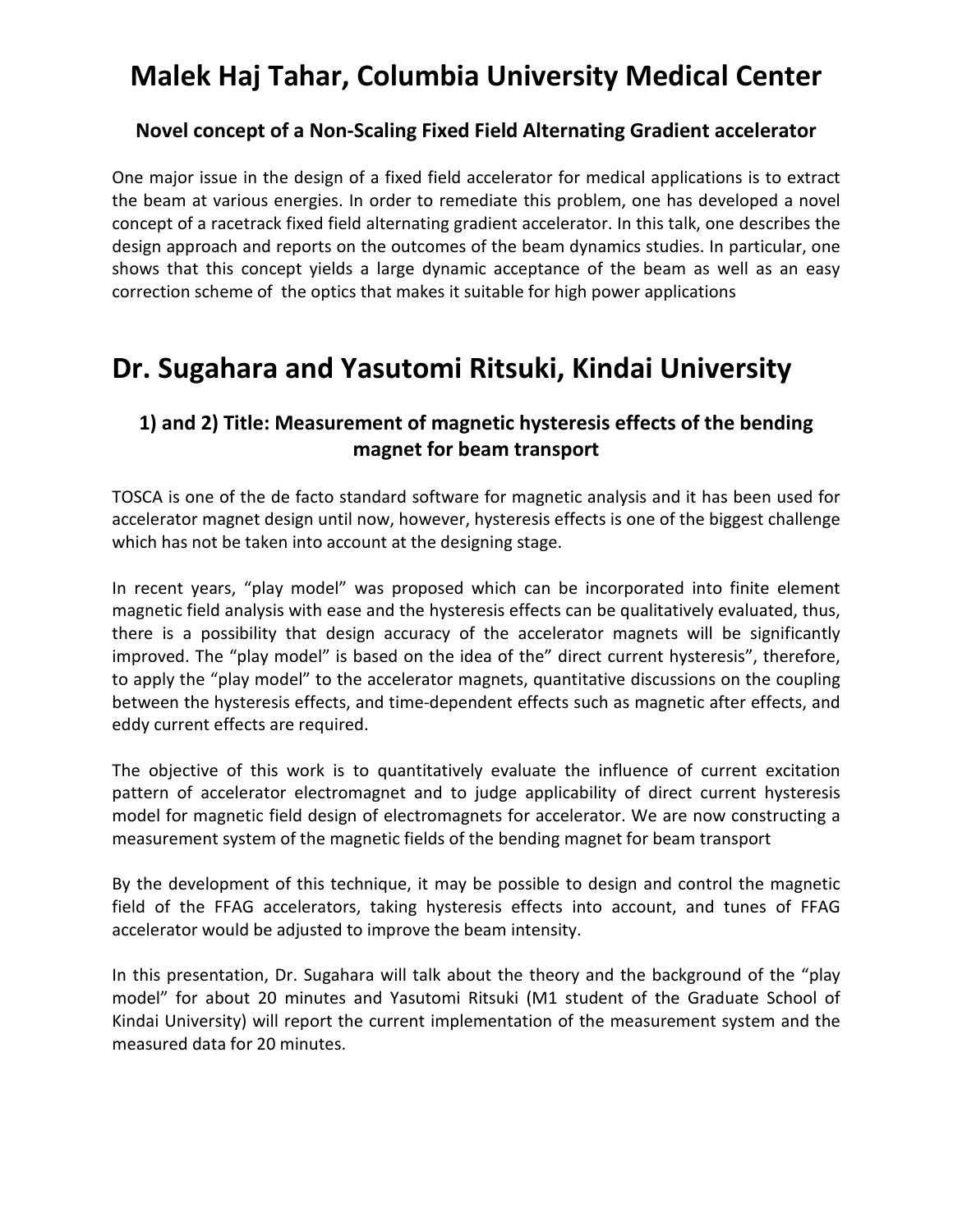# Malek Haj Tahar, Columbia University Medical Center

### Novel concept of a Non-Scaling Fixed Field Alternating Gradient accelerator

One major issue in the design of a fixed field accelerator for medical applications is to extract the beam at various energies. In order to remediate this problem, one has developed a novel concept of a racetrack fixed field alternating gradient accelerator. In this talk, one describes the design approach and reports on the outcomes of the beam dynamics studies. In particular, one shows that this concept yields a large dynamic acceptance of the beam as well as an easy correction scheme of the optics that makes it suitable for high power applications

# Dr. Sugahara and Yasutomi Ritsuki, Kindai University

### 1) and 2) Title: Measurement of magnetic hysteresis effects of the bending magnet for beam transport

TOSCA is one of the de facto standard software for magnetic analysis and it has been used for accelerator magnet design until now, however, hysteresis effects is one of the biggest challenge which has not be taken into account at the designing stage.

In recent years, "play model" was proposed which can be incorporated into finite element magnetic field analysis with ease and the hysteresis effects can be qualitatively evaluated, thus, there is a possibility that design accuracy of the accelerator magnets will be significantly improved. The "play model" is based on the idea of the" direct current hysteresis", therefore, to apply the "play model" to the accelerator magnets, quantitative discussions on the coupling between the hysteresis effects, and time-dependent effects such as magnetic after effects, and eddy current effects are required.

The objective of this work is to quantitatively evaluate the influence of current excitation pattern of accelerator electromagnet and to judge applicability of direct current hysteresis model for magnetic field design of electromagnets for accelerator. We are now constructing a measurement system of the magnetic fields of the bending magnet for beam transport

By the development of this technique, it may be possible to design and control the magnetic field of the FFAG accelerators, taking hysteresis effects into account, and tunes of FFAG accelerator would be adjusted to improve the beam intensity.

In this presentation, Dr. Sugahara will talk about the theory and the background of the "play model" for about 20 minutes and Yasutomi Ritsuki (M1 student of the Graduate School of Kindai University) will report the current implementation of the measurement system and the measured data for 20 minutes.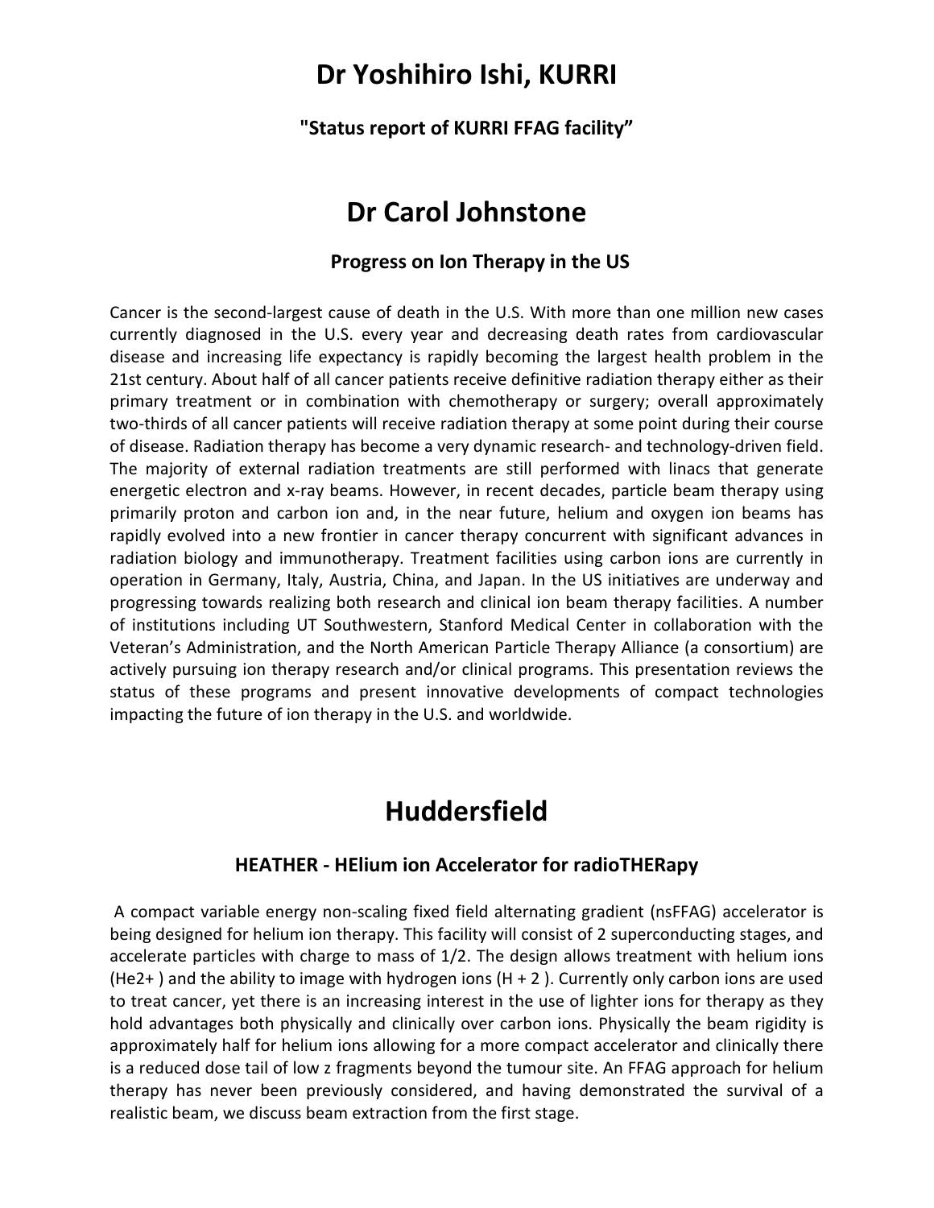# Dr Yoshihiro Ishi, KURRI

### "Status report of KURRI FFAG facility"

# Dr Carol Johnstone

### Progress on Ion Therapy in the US

Cancer is the second-largest cause of death in the U.S. With more than one million new cases currently diagnosed in the U.S. every year and decreasing death rates from cardiovascular disease and increasing life expectancy is rapidly becoming the largest health problem in the 21st century. About half of all cancer patients receive definitive radiation therapy either as their primary treatment or in combination with chemotherapy or surgery; overall approximately two-thirds of all cancer patients will receive radiation therapy at some point during their course of disease. Radiation therapy has become a very dynamic research- and technology-driven field. The majority of external radiation treatments are still performed with linacs that generate energetic electron and x-ray beams. However, in recent decades, particle beam therapy using primarily proton and carbon ion and, in the near future, helium and oxygen ion beams has rapidly evolved into a new frontier in cancer therapy concurrent with significant advances in radiation biology and immunotherapy. Treatment facilities using carbon ions are currently in operation in Germany, Italy, Austria, China, and Japan. In the US initiatives are underway and progressing towards realizing both research and clinical ion beam therapy facilities. A number of institutions including UT Southwestern, Stanford Medical Center in collaboration with the Veteran's Administration, and the North American Particle Therapy Alliance (a consortium) are actively pursuing ion therapy research and/or clinical programs. This presentation reviews the status of these programs and present innovative developments of compact technologies impacting the future of ion therapy in the U.S. and worldwide.

# Huddersfield

### HEATHER - HElium ion Accelerator for radioTHERapy

A compact variable energy non-scaling fixed field alternating gradient (nsFFAG) accelerator is being designed for helium ion therapy. This facility will consist of 2 superconducting stages, and accelerate particles with charge to mass of 1/2. The design allows treatment with helium ions ($He^{2+}$) and the ability to image with hydrogen ions ($H_2^+$). Currently only carbon ions are used to treat cancer, yet there is an increasing interest in the use of lighter ions for therapy as they hold advantages both physically and clinically over carbon ions. Physically the beam rigidity is approximately half for helium ions allowing for a more compact accelerator and clinically there is a reduced dose tail of low z fragments beyond the tumour site. An FFAG approach for helium therapy has never been previously considered, and having demonstrated the survival of a realistic beam, we discuss beam extraction from the first stage.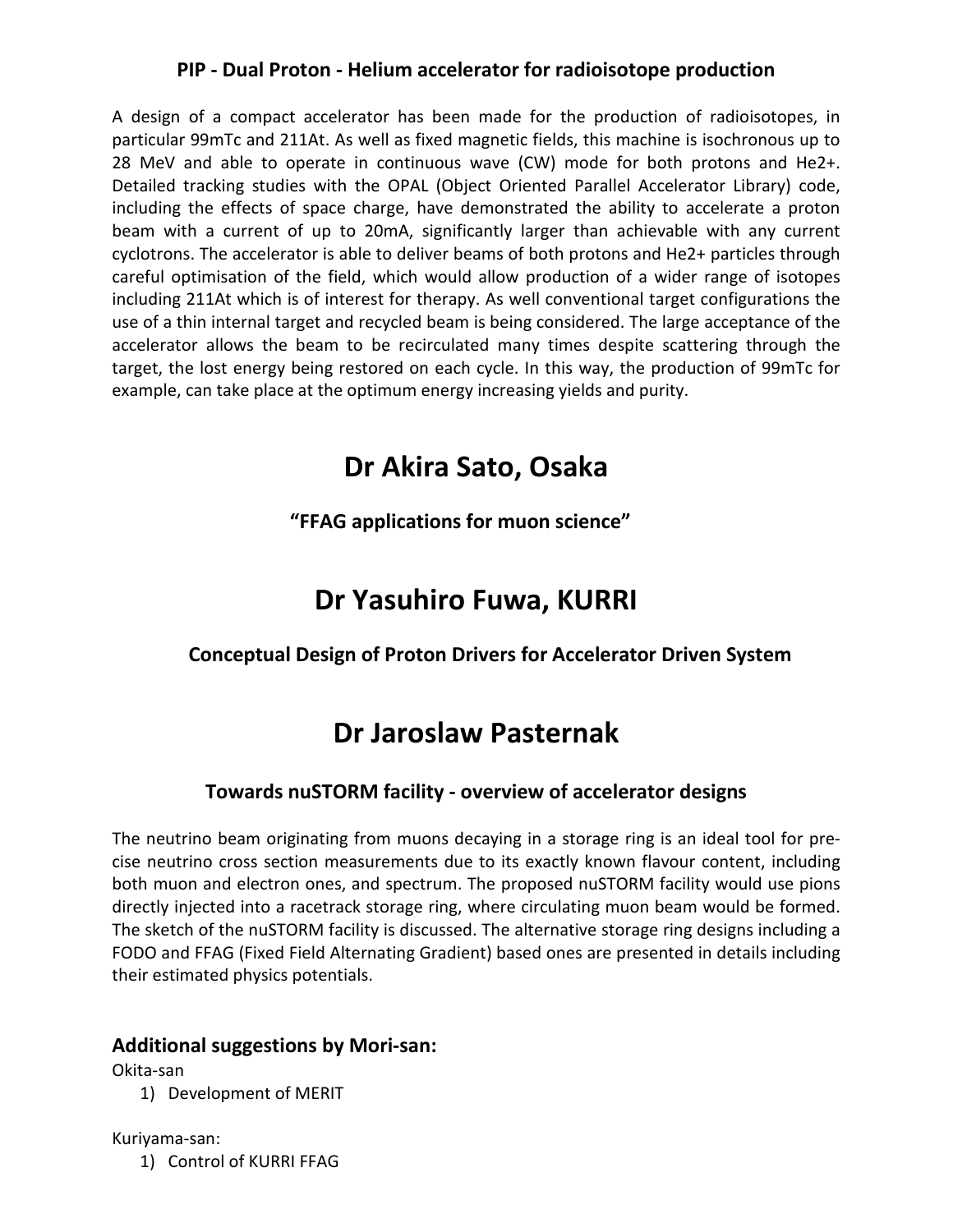### PIP - Dual Proton - Helium accelerator for radioisotope production

A design of a compact accelerator has been made for the production of radioisotopes, in particular 99mTc and 211At. As well as fixed magnetic fields, this machine is isochronous up to 28 MeV and able to operate in continuous wave (CW) mode for both protons and He2+. Detailed tracking studies with the OPAL (Object Oriented Parallel Accelerator Library) code, including the effects of space charge, have demonstrated the ability to accelerate a proton beam with a current of up to 20mA, significantly larger than achievable with any current cyclotrons. The accelerator is able to deliver beams of both protons and He2+ particles through careful optimisation of the field, which would allow production of a wider range of isotopes including 211At which is of interest for therapy. As well conventional target configurations the use of a thin internal target and recycled beam is being considered. The large acceptance of the accelerator allows the beam to be recirculated many times despite scattering through the target, the lost energy being restored on each cycle. In this way, the production of 99mTc for example, can take place at the optimum energy increasing yields and purity.

# Dr Akira Sato, Osaka

### "FFAG applications for muon science"

# Dr Yasuhiro Fuwa, KURRI

### Conceptual Design of Proton Drivers for Accelerator Driven System

# Dr Jaroslaw Pasternak

### Towards nuSTORM facility - overview of accelerator designs

The neutrino beam originating from muons decaying in a storage ring is an ideal tool for precise neutrino cross section measurements due to its exactly known flavour content, including both muon and electron ones, and spectrum. The proposed nuSTORM facility would use pions directly injected into a racetrack storage ring, where circulating muon beam would be formed. The sketch of the nuSTORM facility is discussed. The alternative storage ring designs including a FODO and FFAG (Fixed Field Alternating Gradient) based ones are presented in details including their estimated physics potentials.

## Additional suggestions by Mori-san:

Okita-san

1) Development of MERIT

Kuriyama-san:

1) Control of KURRI FFAG